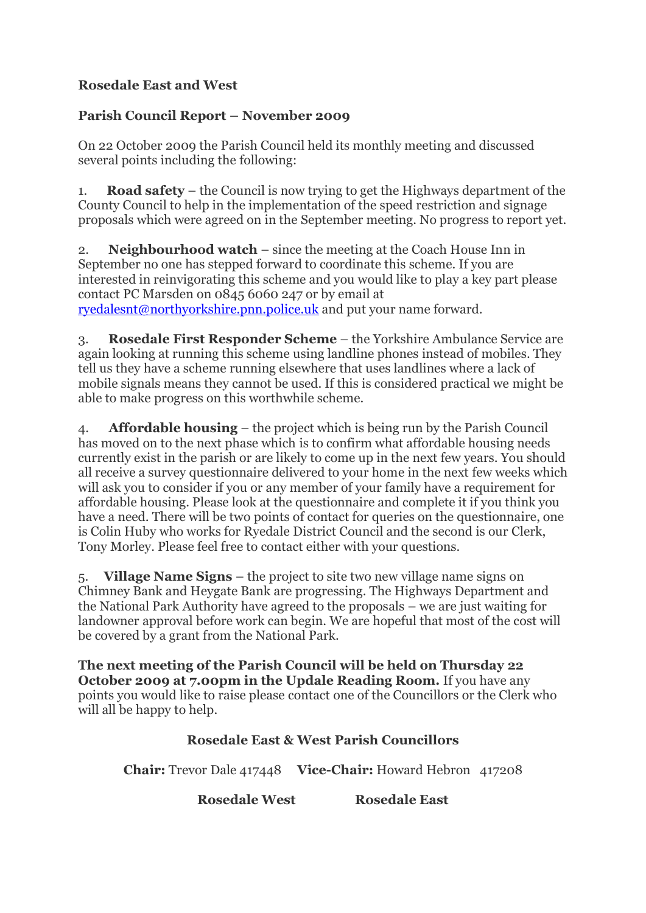**Rosedale East and West**

**Parish Council Report – November 2009**

On 22 October 2009 the Parish Council held its monthly meeting and discussed several points including the following:

1. **Road safety** – the Council is now trying to get the Highways department of the County Council to help in the implementation of the speed restriction and signage proposals which were agreed on in the September meeting. No progress to report yet.

2. **Neighbourhood watch** – since the meeting at the Coach House Inn in September no one has stepped forward to coordinate this scheme. If you are interested in reinvigorating this scheme and you would like to play a key part please contact PC Marsden on 0845 6060 247 or by email at [ryedalesnt@northyorkshire.pnn.police.uk](mailto:ryedalesnt@northyorkshire.pnn.police.uk) and put your name forward.

3. **Rosedale First Responder Scheme** – the Yorkshire Ambulance Service are again looking at running this scheme using landline phones instead of mobiles. They tell us they have a scheme running elsewhere that uses landlines where a lack of mobile signals means they cannot be used. If this is considered practical we might be able to make progress on this worthwhile scheme.

4. **Affordable housing** – the project which is being run by the Parish Council has moved on to the next phase which is to confirm what affordable housing needs currently exist in the parish or are likely to come up in the next few years. You should all receive a survey questionnaire delivered to your home in the next few weeks which will ask you to consider if you or any member of your family have a requirement for affordable housing. Please look at the questionnaire and complete it if you think you have a need. There will be two points of contact for queries on the questionnaire, one is Colin Huby who works for Ryedale District Council and the second is our Clerk, Tony Morley. Please feel free to contact either with your questions.

5. **Village Name Signs** – the project to site two new village name signs on Chimney Bank and Heygate Bank are progressing. The Highways Department and the National Park Authority have agreed to the proposals – we are just waiting for landowner approval before work can begin. We are hopeful that most of the cost will be covered by a grant from the National Park.

**The next meeting of the Parish Council will be held on Thursday 22 October 2009 at 7.00pm in the Updale Reading Room.** If you have any points you would like to raise please contact one of the Councillors or the Clerk who will all be happy to help.

**Rosedale East & West Parish Councillors**

**Chair:** Trevor Dale 417448 **Vice-Chair:** Howard Hebron 417208

| **Rosedale West** | **Rosedale East** |
| --- | --- |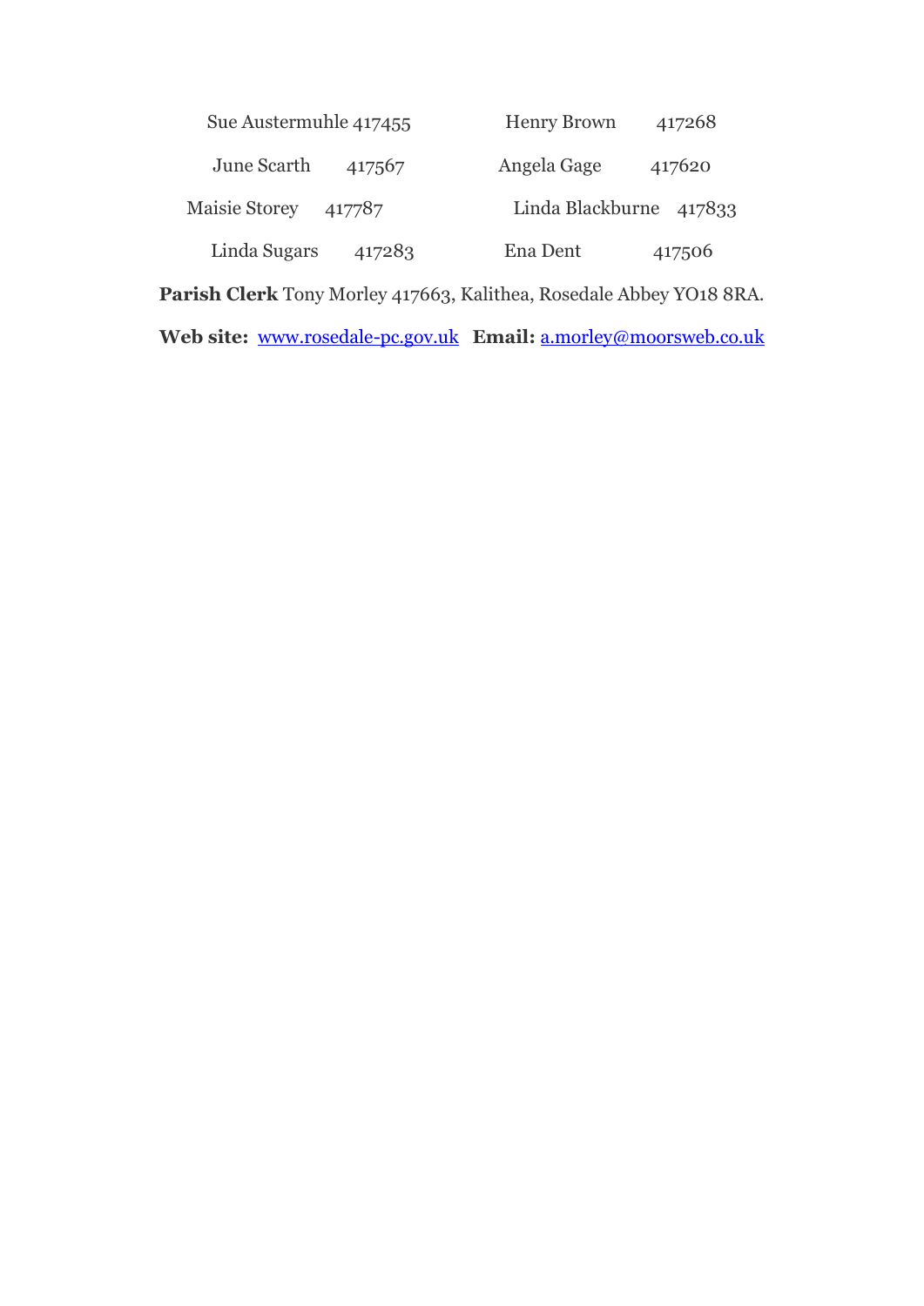| | | | |
|---|---|---|---|
| Sue Austermuhle | 417455 | Henry Brown | 417268 |
| June Scarth | 417567 | Angela Gage | 417620 |
| Maisie Storey | 417787 | Linda Blackburne | 417833 |
| Linda Sugars | 417283 | Ena Dent | 417506 |

**Parish Clerk** Tony Morley 417663, Kalithea, Rosedale Abbey YO18 8RA.

**Web site:** www.rosedale-pc.gov.uk **Email:** a.morley@moorsweb.co.uk